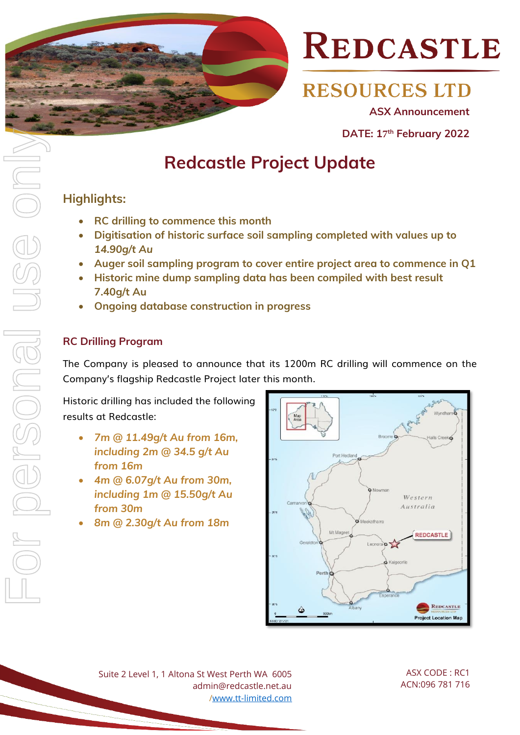# REDCASTLE RESOURCES LTD

ASX Announcement

DATE: 17th February 2022

# Redcastle Project Update

## Highlights:

- RC drilling to commence this month
- Digitisation of historic surface soil sampling completed with values up to 14.90g/t Au
- Auger soil sampling program to cover entire project area to commence in Q1
- Historic mine dump sampling data has been compiled with best result 7.40g/t Au
- Ongoing database construction in progress

### RC Drilling Program

The Company is pleased to announce that its 1200m RC drilling will commence on the Company's flagship Redcastle Project later this month.

Historic drilling has included the following results at Redcastle:

- *7m @ 11.49g/t Au from 16m, including 2m @ 34.5 g/t Au from 16m*
- *4m @ 6.07g/t Au from 30m, including 1m @ 15.50g/t Au from 30m*
- *8m @ 2.30g/t Au from 18m*

Project Location Map

Suite 2 Level 1, 1 Altona St West Perth WA 6005
admin@redcastle.net.au
/www.tt-limited.com

ASX CODE : RC1
ACN:096 781 716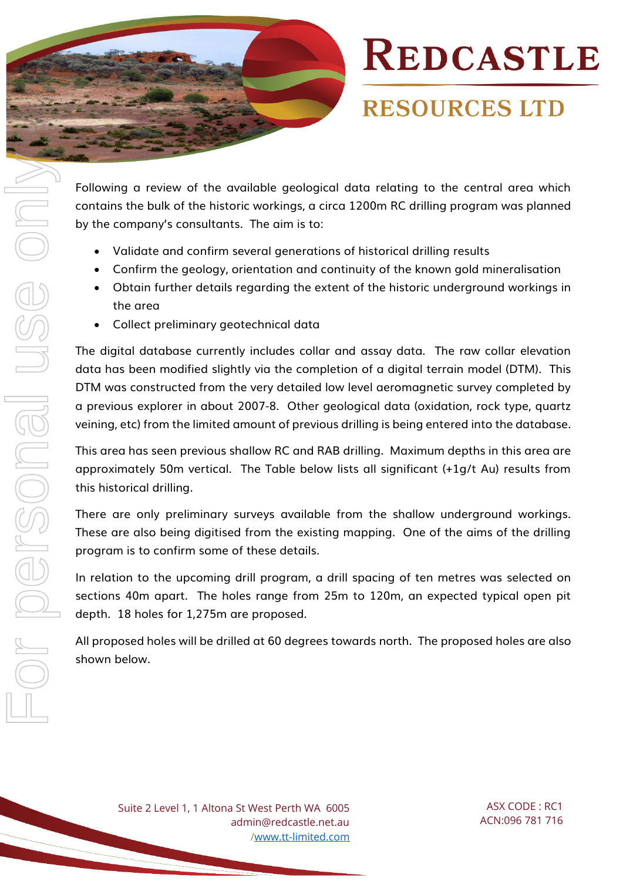Following a review of the available geological data relating to the central area which contains the bulk of the historic workings, a circa 1200m RC drilling program was planned by the company's consultants. The aim is to:

- Validate and confirm several generations of historical drilling results
- Confirm the geology, orientation and continuity of the known gold mineralisation
- Obtain further details regarding the extent of the historic underground workings in the area
- Collect preliminary geotechnical data

The digital database currently includes collar and assay data. The raw collar elevation data has been modified slightly via the completion of a digital terrain model (DTM). This DTM was constructed from the very detailed low level aeromagnetic survey completed by a previous explorer in about 2007-8. Other geological data (oxidation, rock type, quartz veining, etc) from the limited amount of previous drilling is being entered into the database.

This area has seen previous shallow RC and RAB drilling. Maximum depths in this area are approximately 50m vertical. The Table below lists all significant (+1g/t Au) results from this historical drilling.

There are only preliminary surveys available from the shallow underground workings. These are also being digitised from the existing mapping. One of the aims of the drilling program is to confirm some of these details.

In relation to the upcoming drill program, a drill spacing of ten metres was selected on sections 40m apart. The holes range from 25m to 120m, an expected typical open pit depth. 18 holes for 1,275m are proposed.

All proposed holes will be drilled at 60 degrees towards north. The proposed holes are also shown below.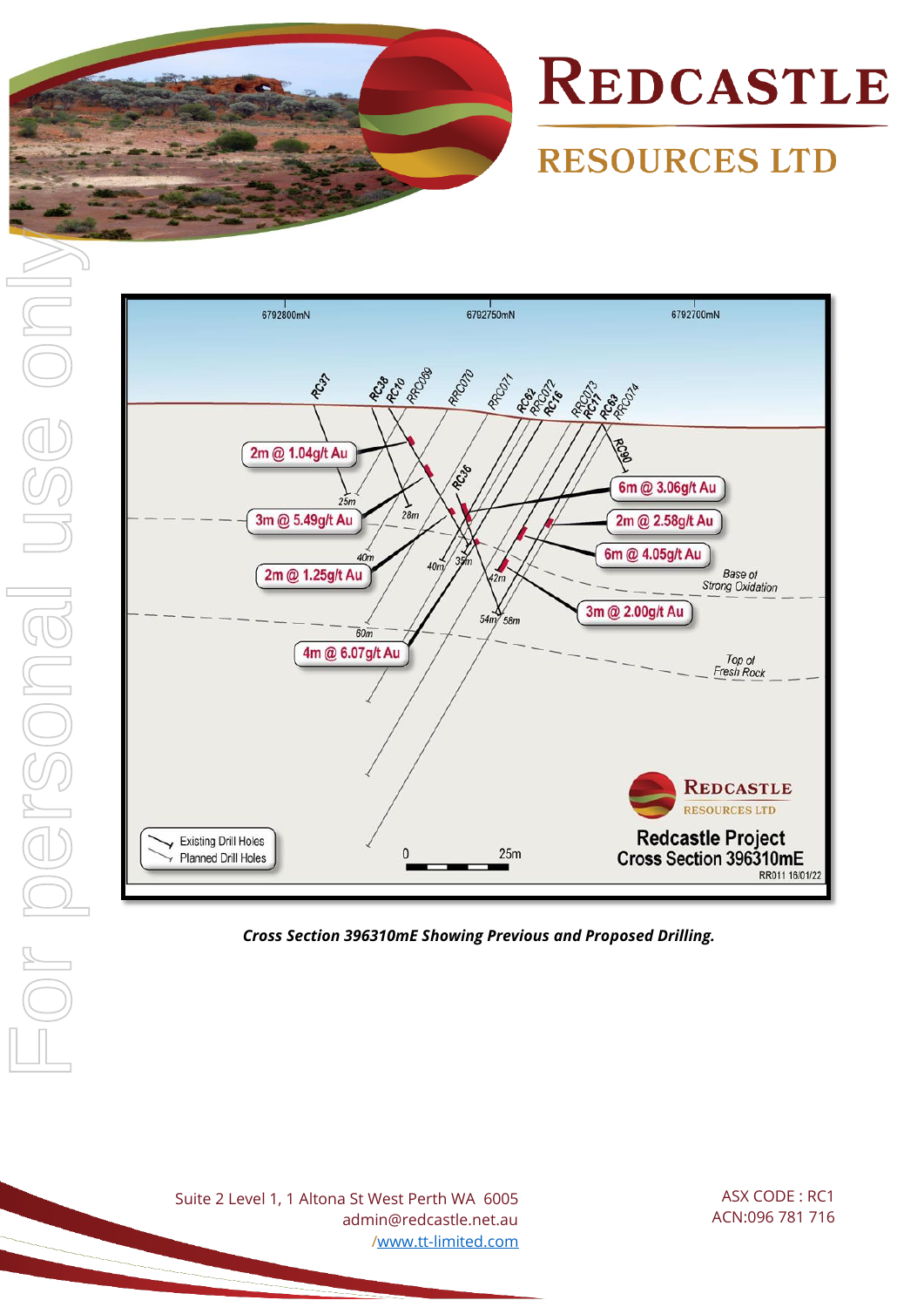*Cross Section 396310mE Showing Previous and Proposed Drilling.*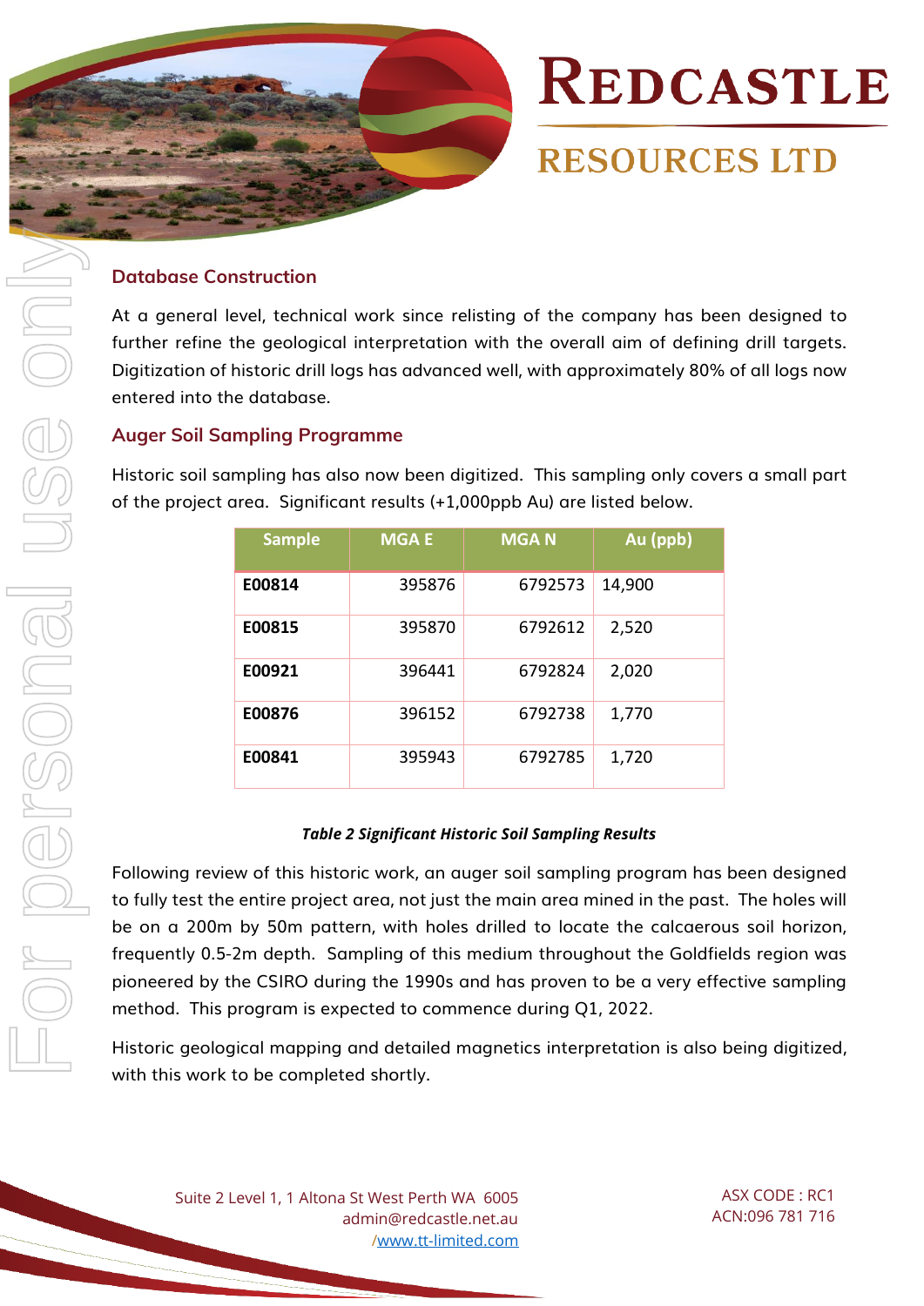## Database Construction

At a general level, technical work since relisting of the company has been designed to further refine the geological interpretation with the overall aim of defining drill targets. Digitization of historic drill logs has advanced well, with approximately 80% of all logs now entered into the database.

## Auger Soil Sampling Programme

Historic soil sampling has also now been digitized. This sampling only covers a small part of the project area. Significant results (+1,000ppb Au) are listed below.

| Sample | MGA E | MGA N | Au (ppb) |
|---|---|---|---|
| **E00814** | 395876 | 6792573 | 14,900 |
| **E00815** | 395870 | 6792612 | 2,520 |
| **E00921** | 396441 | 6792824 | 2,020 |
| **E00876** | 396152 | 6792738 | 1,770 |
| **E00841** | 395943 | 6792785 | 1,720 |

***Table 2 Significant Historic Soil Sampling Results***

Following review of this historic work, an auger soil sampling program has been designed to fully test the entire project area, not just the main area mined in the past. The holes will be on a 200m by 50m pattern, with holes drilled to locate the calcaerous soil horizon, frequently 0.5-2m depth. Sampling of this medium throughout the Goldfields region was pioneered by the CSIRO during the 1990s and has proven to be a very effective sampling method. This program is expected to commence during Q1, 2022.

Historic geological mapping and detailed magnetics interpretation is also being digitized, with this work to be completed shortly.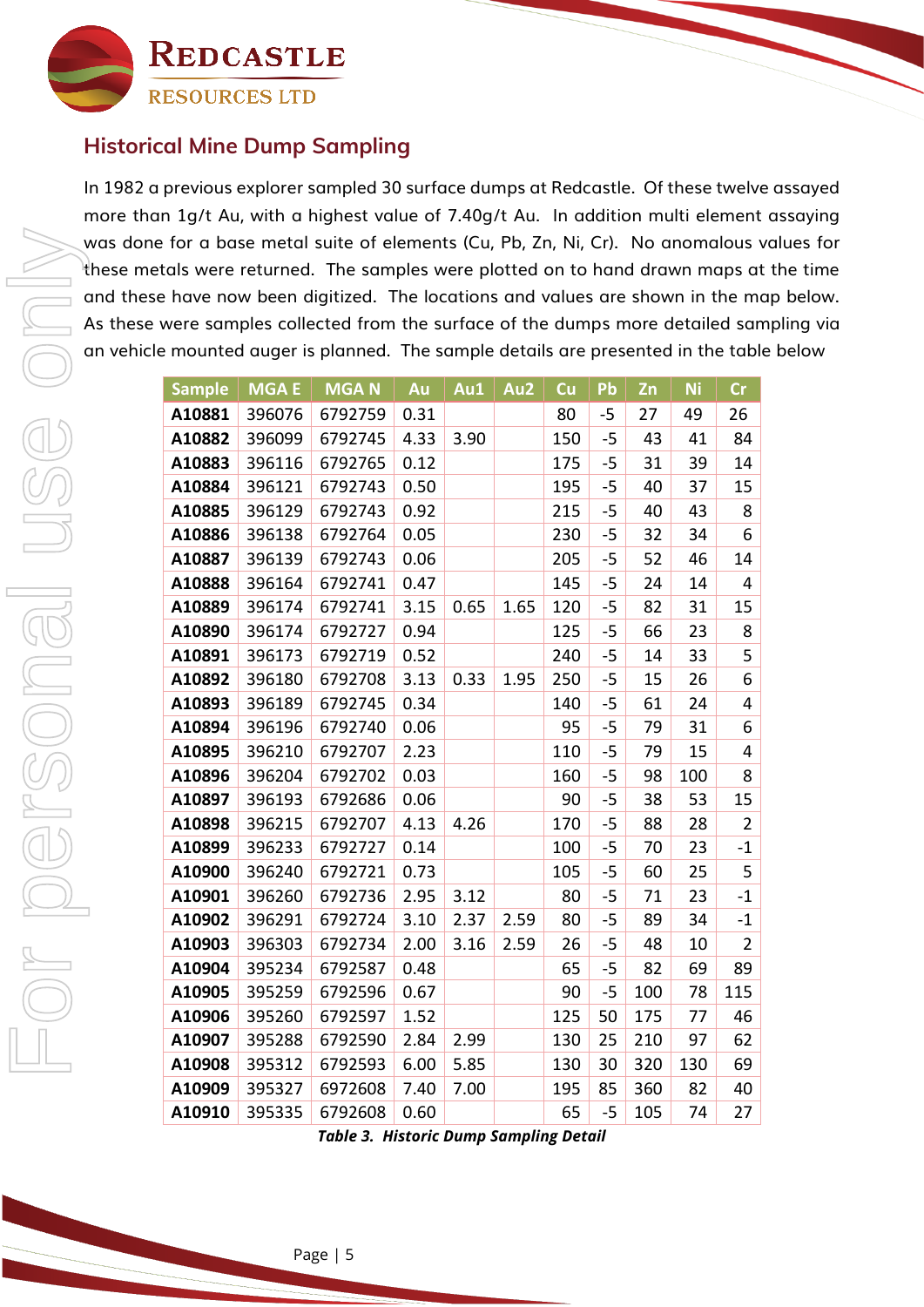## Historical Mine Dump Sampling

In 1982 a previous explorer sampled 30 surface dumps at Redcastle. Of these twelve assayed more than 1g/t Au, with a highest value of 7.40g/t Au. In addition multi element assaying was done for a base metal suite of elements (Cu, Pb, Zn, Ni, Cr). No anomalous values for these metals were returned. The samples were plotted on to hand drawn maps at the time and these have now been digitized. The locations and values are shown in the map below. As these were samples collected from the surface of the dumps more detailed sampling via an vehicle mounted auger is planned. The sample details are presented in the table below

| Sample | MGA E | MGA N | Au | Au1 | Au2 | Cu | Pb | Zn | Ni | Cr |
|---|---|---|---|---|---|---|---|---|---|---|
| **A10881** | 396076 | 6792759 | 0.31 | | | 80 | -5 | 27 | 49 | 26 |
| **A10882** | 396099 | 6792745 | 4.33 | 3.90 | | 150 | -5 | 43 | 41 | 84 |
| **A10883** | 396116 | 6792765 | 0.12 | | | 175 | -5 | 31 | 39 | 14 |
| **A10884** | 396121 | 6792743 | 0.50 | | | 195 | -5 | 40 | 37 | 15 |
| **A10885** | 396129 | 6792743 | 0.92 | | | 215 | -5 | 40 | 43 | 8 |
| **A10886** | 396138 | 6792764 | 0.05 | | | 230 | -5 | 32 | 34 | 6 |
| **A10887** | 396139 | 6792743 | 0.06 | | | 205 | -5 | 52 | 46 | 14 |
| **A10888** | 396164 | 6792741 | 0.47 | | | 145 | -5 | 24 | 14 | 4 |
| **A10889** | 396174 | 6792741 | 3.15 | 0.65 | 1.65 | 120 | -5 | 82 | 31 | 15 |
| **A10890** | 396174 | 6792727 | 0.94 | | | 125 | -5 | 66 | 23 | 8 |
| **A10891** | 396173 | 6792719 | 0.52 | | | 240 | -5 | 14 | 33 | 5 |
| **A10892** | 396180 | 6792708 | 3.13 | 0.33 | 1.95 | 250 | -5 | 15 | 26 | 6 |
| **A10893** | 396189 | 6792745 | 0.34 | | | 140 | -5 | 61 | 24 | 4 |
| **A10894** | 396196 | 6792740 | 0.06 | | | 95 | -5 | 79 | 31 | 6 |
| **A10895** | 396210 | 6792707 | 2.23 | | | 110 | -5 | 79 | 15 | 4 |
| **A10896** | 396204 | 6792702 | 0.03 | | | 160 | -5 | 98 | 100 | 8 |
| **A10897** | 396193 | 6792686 | 0.06 | | | 90 | -5 | 38 | 53 | 15 |
| **A10898** | 396215 | 6792707 | 4.13 | 4.26 | | 170 | -5 | 88 | 28 | 2 |
| **A10899** | 396233 | 6792727 | 0.14 | | | 100 | -5 | 70 | 23 | -1 |
| **A10900** | 396240 | 6792721 | 0.73 | | | 105 | -5 | 60 | 25 | 5 |
| **A10901** | 396260 | 6792736 | 2.95 | 3.12 | | 80 | -5 | 71 | 23 | -1 |
| **A10902** | 396291 | 6792724 | 3.10 | 2.37 | 2.59 | 80 | -5 | 89 | 34 | -1 |
| **A10903** | 396303 | 6792734 | 2.00 | 3.16 | 2.59 | 26 | -5 | 48 | 10 | 2 |
| **A10904** | 395234 | 6792587 | 0.48 | | | 65 | -5 | 82 | 69 | 89 |
| **A10905** | 395259 | 6792596 | 0.67 | | | 90 | -5 | 100 | 78 | 115 |
| **A10906** | 395260 | 6792597 | 1.52 | | | 125 | 50 | 175 | 77 | 46 |
| **A10907** | 395288 | 6792590 | 2.84 | 2.99 | | 130 | 25 | 210 | 97 | 62 |
| **A10908** | 395312 | 6792593 | 6.00 | 5.85 | | 130 | 30 | 320 | 130 | 69 |
| **A10909** | 395327 | 6972608 | 7.40 | 7.00 | | 195 | 85 | 360 | 82 | 40 |
| **A10910** | 395335 | 6792608 | 0.60 | | | 65 | -5 | 105 | 74 | 27 |

***Table 3. Historic Dump Sampling Detail***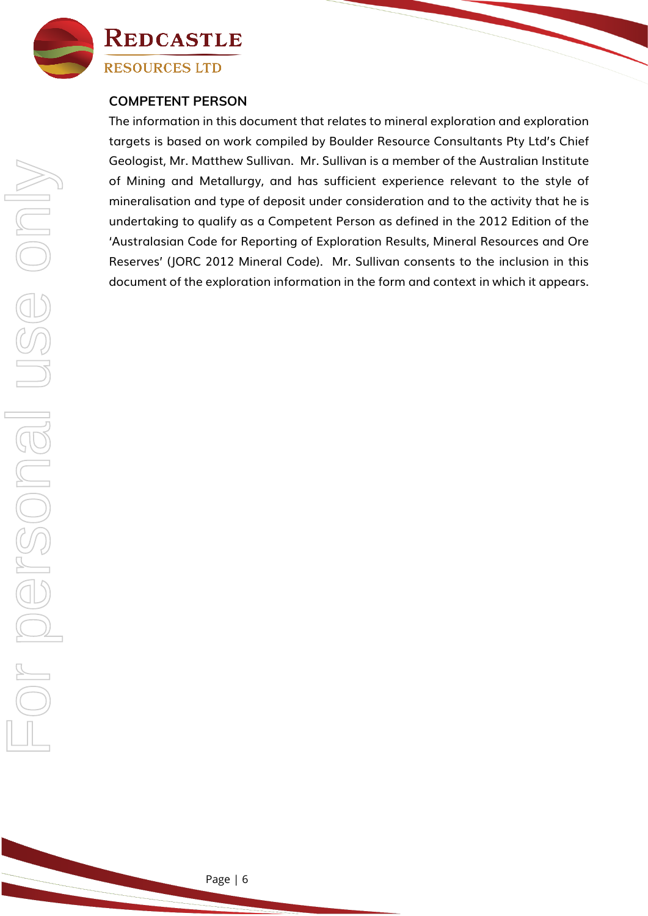## COMPETENT PERSON

The information in this document that relates to mineral exploration and exploration targets is based on work compiled by Boulder Resource Consultants Pty Ltd's Chief Geologist, Mr. Matthew Sullivan. Mr. Sullivan is a member of the Australian Institute of Mining and Metallurgy, and has sufficient experience relevant to the style of mineralisation and type of deposit under consideration and to the activity that he is undertaking to qualify as a Competent Person as defined in the 2012 Edition of the 'Australasian Code for Reporting of Exploration Results, Mineral Resources and Ore Reserves' (JORC 2012 Mineral Code). Mr. Sullivan consents to the inclusion in this document of the exploration information in the form and context in which it appears.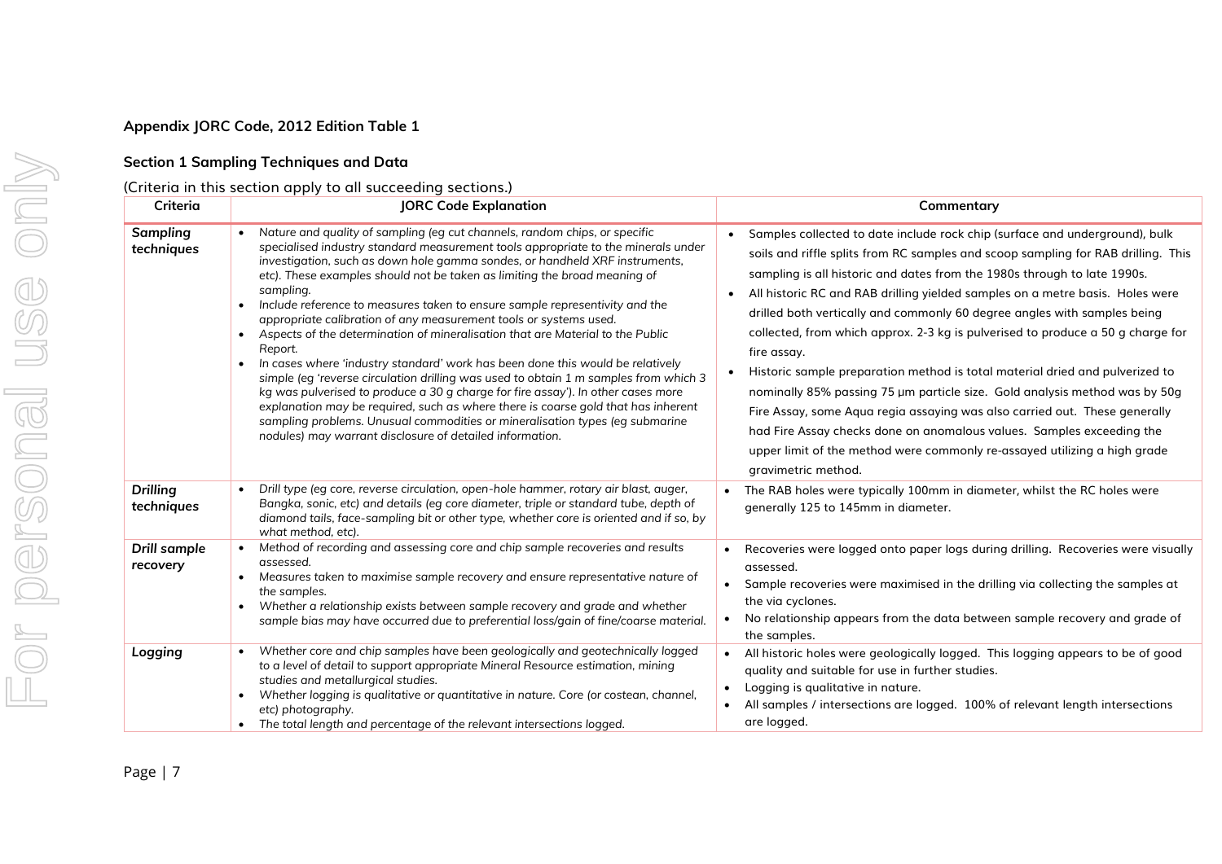**Appendix JORC Code, 2012 Edition Table 1**

**Section 1 Sampling Techniques and Data**

(Criteria in this section apply to all succeeding sections.)

| Criteria | JORC Code Explanation | Commentary |
|---|---|---|
| ***Sampling techniques*** | • *Nature and quality of sampling (eg cut channels, random chips, or specific specialised industry standard measurement tools appropriate to the minerals under investigation, such as down hole gamma sondes, or handheld XRF instruments, etc). These examples should not be taken as limiting the broad meaning of sampling.*<br>• *Include reference to measures taken to ensure sample representivity and the appropriate calibration of any measurement tools or systems used.*<br>• *Aspects of the determination of mineralisation that are Material to the Public Report.*<br>• *In cases where 'industry standard' work has been done this would be relatively simple (eg 'reverse circulation drilling was used to obtain 1 m samples from which 3 kg was pulverised to produce a 30 g charge for fire assay'). In other cases more explanation may be required, such as where there is coarse gold that has inherent sampling problems. Unusual commodities or mineralisation types (eg submarine nodules) may warrant disclosure of detailed information.* | • Samples collected to date include rock chip (surface and underground), bulk soils and riffle splits from RC samples and scoop sampling for RAB drilling. This sampling is all historic and dates from the 1980s through to late 1990s.<br>• All historic RC and RAB drilling yielded samples on a metre basis. Holes were drilled both vertically and commonly 60 degree angles with samples being collected, from which approx. 2-3 kg is pulverised to produce a 50 g charge for fire assay.<br>• Historic sample preparation method is total material dried and pulverized to nominally 85% passing 75 µm particle size. Gold analysis method was by 50g Fire Assay, some Aqua regia assaying was also carried out. These generally had Fire Assay checks done on anomalous values. Samples exceeding the upper limit of the method were commonly re-assayed utilizing a high grade gravimetric method. |
| ***Drilling techniques*** | • *Drill type (eg core, reverse circulation, open-hole hammer, rotary air blast, auger, Bangka, sonic, etc) and details (eg core diameter, triple or standard tube, depth of diamond tails, face-sampling bit or other type, whether core is oriented and if so, by what method, etc).* | • The RAB holes were typically 100mm in diameter, whilst the RC holes were generally 125 to 145mm in diameter. |
| ***Drill sample recovery*** | • *Method of recording and assessing core and chip sample recoveries and results assessed.*<br>• *Measures taken to maximise sample recovery and ensure representative nature of the samples.*<br>• *Whether a relationship exists between sample recovery and grade and whether sample bias may have occurred due to preferential loss/gain of fine/coarse material.* | • Recoveries were logged onto paper logs during drilling. Recoveries were visually assessed.<br>• Sample recoveries were maximised in the drilling via collecting the samples at the via cyclones.<br>• No relationship appears from the data between sample recovery and grade of the samples. |
| ***Logging*** | • *Whether core and chip samples have been geologically and geotechnically logged to a level of detail to support appropriate Mineral Resource estimation, mining studies and metallurgical studies.*<br>• *Whether logging is qualitative or quantitative in nature. Core (or costean, channel, etc) photography.*<br>• *The total length and percentage of the relevant intersections logged.* | • All historic holes were geologically logged. This logging appears to be of good quality and suitable for use in further studies.<br>• Logging is qualitative in nature.<br>• All samples / intersections are logged. 100% of relevant length intersections are logged. |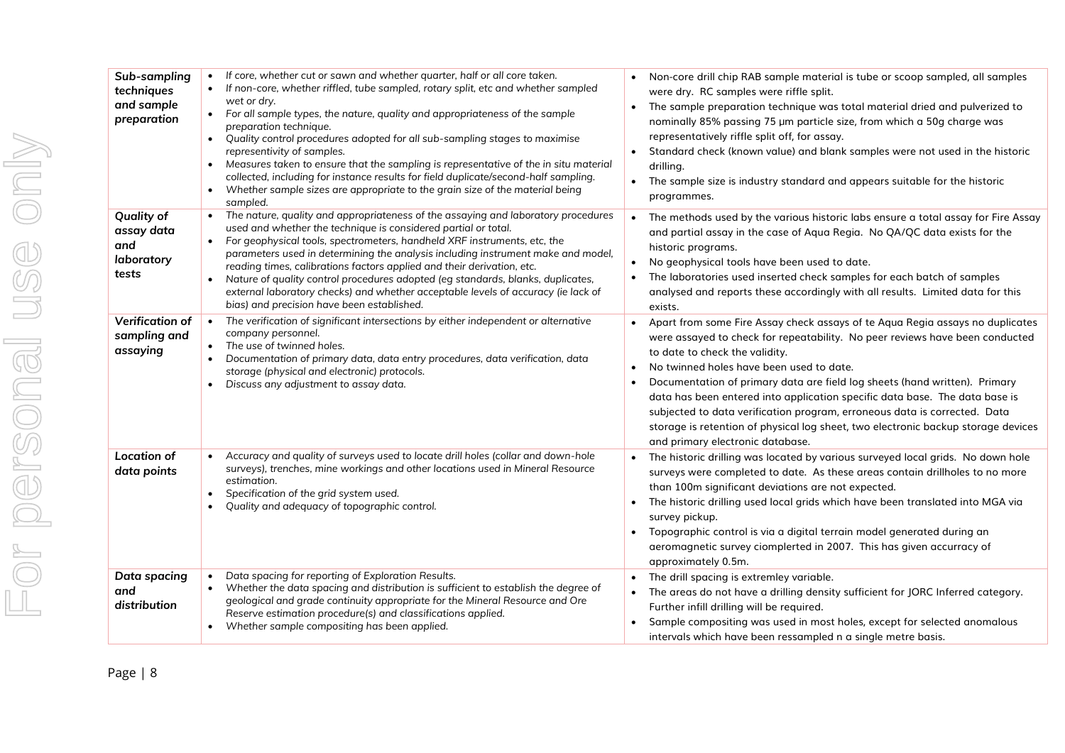| *Sub-sampling techniques and sample preparation* | • *If core, whether cut or sawn and whether quarter, half or all core taken.*<br>• *If non-core, whether riffled, tube sampled, rotary split, etc and whether sampled wet or dry.*<br>• *For all sample types, the nature, quality and appropriateness of the sample preparation technique.*<br>• *Quality control procedures adopted for all sub-sampling stages to maximise representivity of samples.*<br>• *Measures taken to ensure that the sampling is representative of the in situ material collected, including for instance results for field duplicate/second-half sampling.*<br>• *Whether sample sizes are appropriate to the grain size of the material being sampled.* | • Non-core drill chip RAB sample material is tube or scoop sampled, all samples were dry. RC samples were riffle split.<br>• The sample preparation technique was total material dried and pulverized to nominally 85% passing 75 µm particle size, from which a 50g charge was representatively riffle split off, for assay.<br>• Standard check (known value) and blank samples were not used in the historic drilling.<br>• The sample size is industry standard and appears suitable for the historic programmes. |
|---|---|---|
| *Quality of assay data and laboratory tests* | • *The nature, quality and appropriateness of the assaying and laboratory procedures used and whether the technique is considered partial or total.*<br>• *For geophysical tools, spectrometers, handheld XRF instruments, etc, the parameters used in determining the analysis including instrument make and model, reading times, calibrations factors applied and their derivation, etc.*<br>• *Nature of quality control procedures adopted (eg standards, blanks, duplicates, external laboratory checks) and whether acceptable levels of accuracy (ie lack of bias) and precision have been established.* | • The methods used by the various historic labs ensure a total assay for Fire Assay and partial assay in the case of Aqua Regia. No QA/QC data exists for the historic programs.<br>• No geophysical tools have been used to date.<br>• The laboratories used inserted check samples for each batch of samples analysed and reports these accordingly with all results. Limited data for this exists. |
| *Verification of sampling and assaying* | • *The verification of significant intersections by either independent or alternative company personnel.*<br>• *The use of twinned holes.*<br>• *Documentation of primary data, data entry procedures, data verification, data storage (physical and electronic) protocols.*<br>• *Discuss any adjustment to assay data.* | • Apart from some Fire Assay check assays of te Aqua Regia assays no duplicates were assayed to check for repeatability. No peer reviews have been conducted to date to check the validity.<br>• No twinned holes have been used to date.<br>• Documentation of primary data are field log sheets (hand written). Primary data has been entered into application specific data base. The data base is subjected to data verification program, erroneous data is corrected. Data storage is retention of physical log sheet, two electronic backup storage devices and primary electronic database. |
| *Location of data points* | • *Accuracy and quality of surveys used to locate drill holes (collar and down-hole surveys), trenches, mine workings and other locations used in Mineral Resource estimation.*<br>• *Specification of the grid system used.*<br>• *Quality and adequacy of topographic control.* | • The historic drilling was located by various surveyed local grids. No down hole surveys were completed to date. As these areas contain drillholes to no more than 100m significant deviations are not expected.<br>• The historic drilling used local grids which have been translated into MGA via survey pickup.<br>• Topographic control is via a digital terrain model generated during an aeromagnetic survey ciomplerted in 2007. This has given accuracy of approximately 0.5m. |
| *Data spacing and distribution* | • *Data spacing for reporting of Exploration Results.*<br>• *Whether the data spacing and distribution is sufficient to establish the degree of geological and grade continuity appropriate for the Mineral Resource and Ore Reserve estimation procedure(s) and classifications applied.*<br>• *Whether sample compositing has been applied.* | • The drill spacing is extremley variable.<br>• The areas do not have a drilling density sufficient for JORC Inferred category. Further infill drilling will be required.<br>• Sample compositing was used in most holes, except for selected anomalous intervals which have been ressampled n a single metre basis. |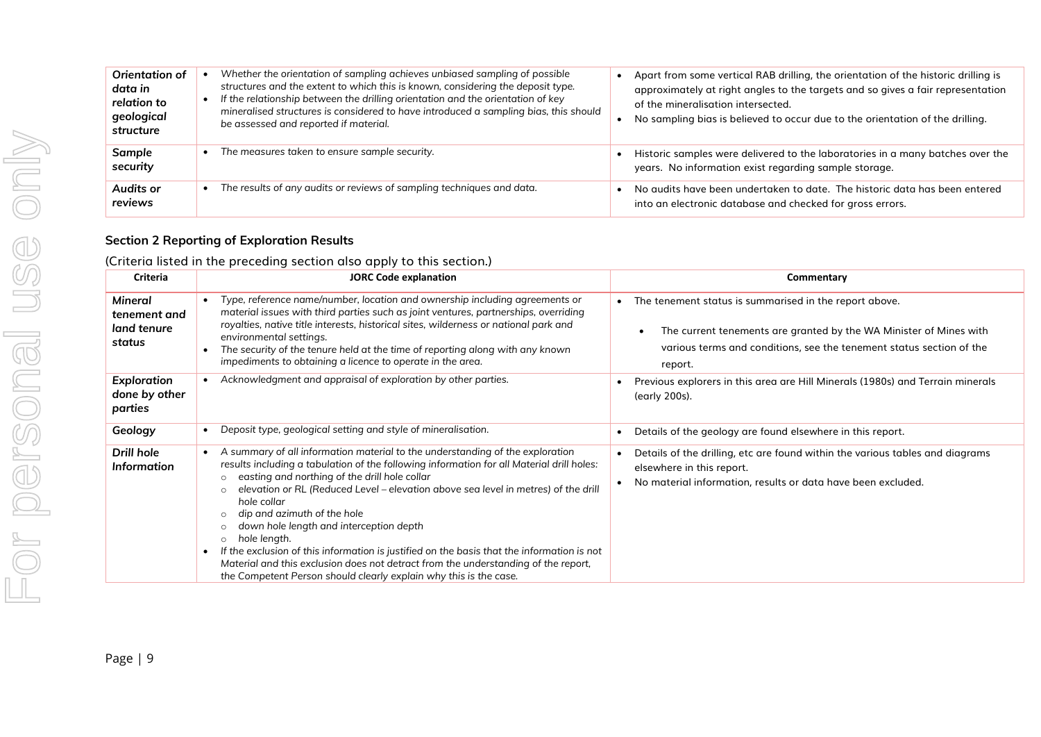| | | |
|---|---|---|
| *Orientation of data in relation to geological structure* | • *Whether the orientation of sampling achieves unbiased sampling of possible structures and the extent to which this is known, considering the deposit type.*<br>• *If the relationship between the drilling orientation and the orientation of key mineralised structures is considered to have introduced a sampling bias, this should be assessed and reported if material.* | • Apart from some vertical RAB drilling, the orientation of the historic drilling is approximately at right angles to the targets and so gives a fair representation of the mineralisation intersected.<br>• No sampling bias is believed to occur due to the orientation of the drilling. |
| *Sample security* | • *The measures taken to ensure sample security.* | • Historic samples were delivered to the laboratories in a many batches over the years. No information exist regarding sample storage. |
| *Audits or reviews* | • *The results of any audits or reviews of sampling techniques and data.* | • No audits have been undertaken to date. The historic data has been entered into an electronic database and checked for gross errors. |

## Section 2 Reporting of Exploration Results

(Criteria listed in the preceding section also apply to this section.)

| Criteria | JORC Code explanation | Commentary |
|---|---|---|
| *Mineral tenement and land tenure status* | • *Type, reference name/number, location and ownership including agreements or material issues with third parties such as joint ventures, partnerships, overriding royalties, native title interests, historical sites, wilderness or national park and environmental settings.*<br>• *The security of the tenure held at the time of reporting along with any known impediments to obtaining a licence to operate in the area.* | • The tenement status is summarised in the report above.<br>• The current tenements are granted by the WA Minister of Mines with various terms and conditions, see the tenement status section of the report. |
| *Exploration done by other parties* | • *Acknowledgment and appraisal of exploration by other parties.* | • Previous explorers in this area are Hill Minerals (1980s) and Terrain minerals (early 200s). |
| *Geology* | • *Deposit type, geological setting and style of mineralisation.* | • Details of the geology are found elsewhere in this report. |
| *Drill hole Information* | • *A summary of all information material to the understanding of the exploration results including a tabulation of the following information for all Material drill holes:*<br>  ○ *easting and northing of the drill hole collar*<br>  ○ *elevation or RL (Reduced Level – elevation above sea level in metres) of the drill hole collar*<br>  ○ *dip and azimuth of the hole*<br>  ○ *down hole length and interception depth*<br>  ○ *hole length.*<br>• *If the exclusion of this information is justified on the basis that the information is not Material and this exclusion does not detract from the understanding of the report, the Competent Person should clearly explain why this is the case.* | • Details of the drilling, etc are found within the various tables and diagrams elsewhere in this report.<br>• No material information, results or data have been excluded. |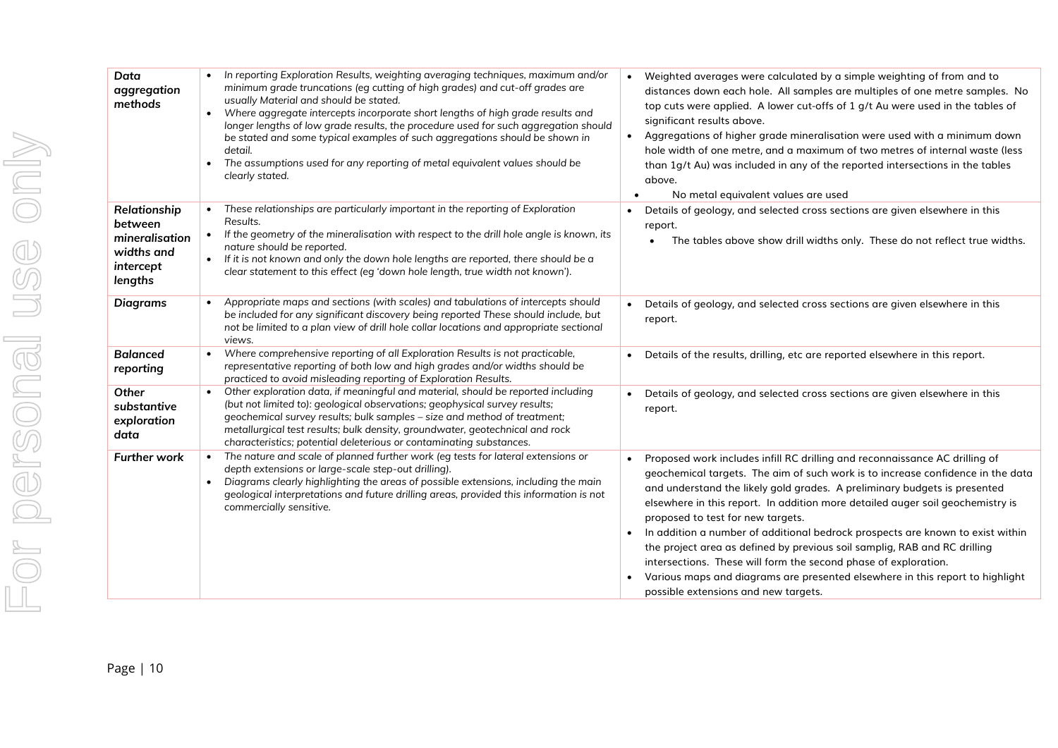| | | |
|---|---|---|
| ***Data aggregation methods*** | • *In reporting Exploration Results, weighting averaging techniques, maximum and/or minimum grade truncations (eg cutting of high grades) and cut-off grades are usually Material and should be stated.*<br>• *Where aggregate intercepts incorporate short lengths of high grade results and longer lengths of low grade results, the procedure used for such aggregation should be stated and some typical examples of such aggregations should be shown in detail.*<br>• *The assumptions used for any reporting of metal equivalent values should be clearly stated.* | • Weighted averages were calculated by a simple weighting of from and to distances down each hole. All samples are multiples of one metre samples. No top cuts were applied. A lower cut-offs of 1 g/t Au were used in the tables of significant results above.<br>• Aggregations of higher grade mineralisation were used with a minimum down hole width of one metre, and a maximum of two metres of internal waste (less than 1g/t Au) was included in any of the reported intersections in the tables above.<br>• No metal equivalent values are used |
| ***Relationship between mineralisation widths and intercept lengths*** | • *These relationships are particularly important in the reporting of Exploration Results.*<br>• *If the geometry of the mineralisation with respect to the drill hole angle is known, its nature should be reported.*<br>• *If it is not known and only the down hole lengths are reported, there should be a clear statement to this effect (eg 'down hole length, true width not known').* | • Details of geology, and selected cross sections are given elsewhere in this report.<br>• The tables above show drill widths only. These do not reflect true widths. |
| ***Diagrams*** | • *Appropriate maps and sections (with scales) and tabulations of intercepts should be included for any significant discovery being reported These should include, but not be limited to a plan view of drill hole collar locations and appropriate sectional views.* | • Details of geology, and selected cross sections are given elsewhere in this report. |
| ***Balanced reporting*** | • *Where comprehensive reporting of all Exploration Results is not practicable, representative reporting of both low and high grades and/or widths should be practiced to avoid misleading reporting of Exploration Results.* | • Details of the results, drilling, etc are reported elsewhere in this report. |
| ***Other substantive exploration data*** | • *Other exploration data, if meaningful and material, should be reported including (but not limited to): geological observations; geophysical survey results; geochemical survey results; bulk samples – size and method of treatment; metallurgical test results; bulk density, groundwater, geotechnical and rock characteristics; potential deleterious or contaminating substances.* | • Details of geology, and selected cross sections are given elsewhere in this report. |
| ***Further work*** | • *The nature and scale of planned further work (eg tests for lateral extensions or depth extensions or large-scale step-out drilling).*<br>• *Diagrams clearly highlighting the areas of possible extensions, including the main geological interpretations and future drilling areas, provided this information is not commercially sensitive.* | • Proposed work includes infill RC drilling and reconnaissance AC drilling of geochemical targets. The aim of such work is to increase confidence in the data and understand the likely gold grades. A preliminary budgets is presented elsewhere in this report. In addition more detailed auger soil geochemistry is proposed to test for new targets.<br>• In addition a number of additional bedrock prospects are known to exist within the project area as defined by previous soil samplig, RAB and RC drilling intersections. These will form the second phase of exploration.<br>• Various maps and diagrams are presented elsewhere in this report to highlight possible extensions and new targets. |